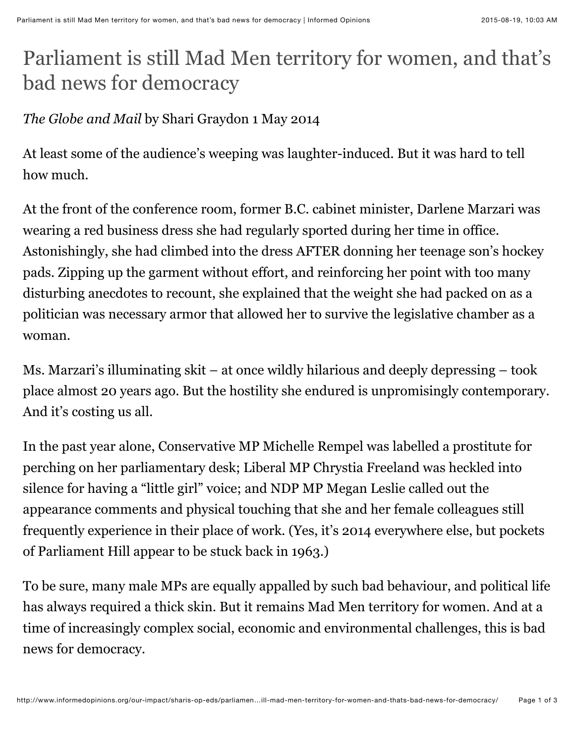# Parliament is still Mad Men territory for women, and that's bad news for democracy

*The Globe and Mail* by Shari Graydon 1 May 2014

At least some of the audience's weeping was laughter-induced. But it was hard to tell how much.

At the front of the conference room, former B.C. cabinet minister, Darlene Marzari was wearing a red business dress she had regularly sported during her time in office. Astonishingly, she had climbed into the dress AFTER donning her teenage son's hockey pads. Zipping up the garment without effort, and reinforcing her point with too many disturbing anecdotes to recount, she explained that the weight she had packed on as a politician was necessary armor that allowed her to survive the legislative chamber as a woman.

Ms. Marzari's illuminating skit – at once wildly hilarious and deeply depressing – took place almost 20 years ago. But the hostility she endured is unpromisingly contemporary. And it's costing us all.

In the past year alone, Conservative MP Michelle Rempel was labelled a prostitute for perching on her parliamentary desk; Liberal MP Chrystia Freeland was heckled into silence for having a "little girl" voice; and NDP MP Megan Leslie called out the appearance comments and physical touching that she and her female colleagues still frequently experience in their place of work. (Yes, it's 2014 everywhere else, but pockets of Parliament Hill appear to be stuck back in 1963.)

To be sure, many male MPs are equally appalled by such bad behaviour, and political life has always required a thick skin. But it remains Mad Men territory for women. And at a time of increasingly complex social, economic and environmental challenges, this is bad news for democracy.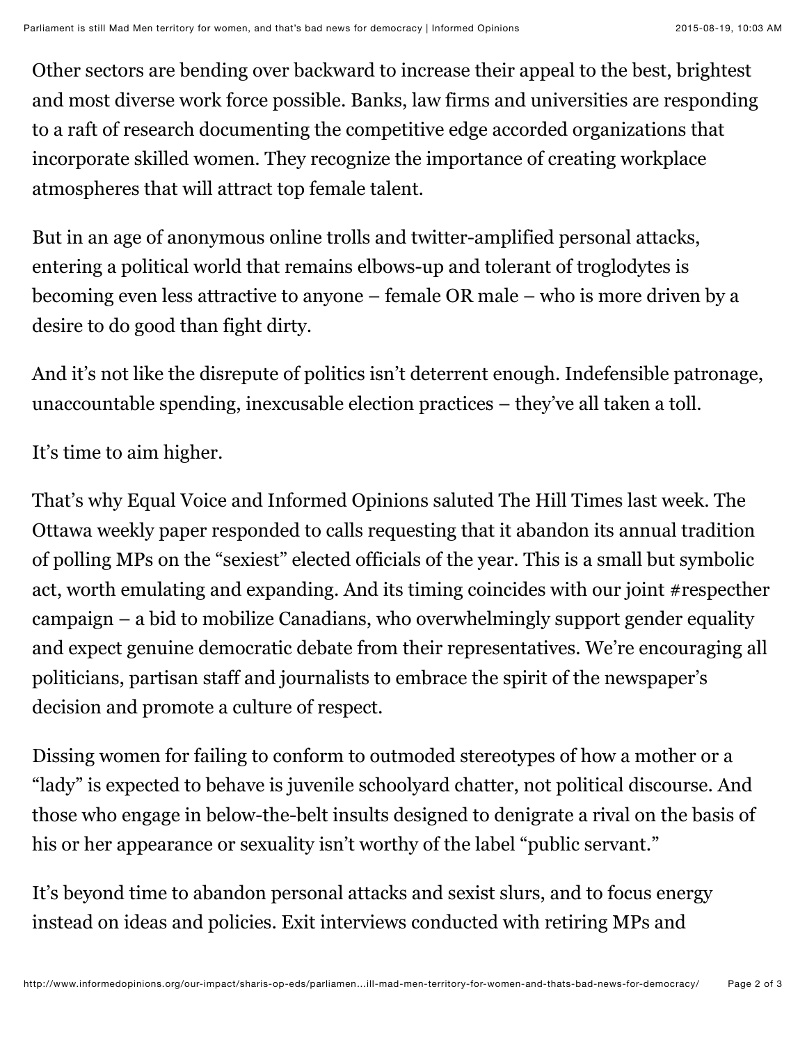Other sectors are bending over backward to increase their appeal to the best, brightest and most diverse work force possible. Banks, law firms and universities are responding to a raft of research documenting the competitive edge accorded organizations that incorporate skilled women. They recognize the importance of creating workplace atmospheres that will attract top female talent.

But in an age of anonymous online trolls and twitter-amplified personal attacks, entering a political world that remains elbows-up and tolerant of troglodytes is becoming even less attractive to anyone – female OR male – who is more driven by a desire to do good than fight dirty.

And it's not like the disrepute of politics isn't deterrent enough. Indefensible patronage, unaccountable spending, inexcusable election practices – they've all taken a toll.

It's time to aim higher.

That's why Equal Voice and Informed Opinions saluted The Hill Times last week. The Ottawa weekly paper responded to calls requesting that it abandon its annual tradition of polling MPs on the "sexiest" elected officials of the year. This is a small but symbolic act, worth emulating and expanding. And its timing coincides with our joint #respecther campaign – a bid to mobilize Canadians, who overwhelmingly support gender equality and expect genuine democratic debate from their representatives. We're encouraging all politicians, partisan staff and journalists to embrace the spirit of the newspaper's decision and promote a culture of respect.

Dissing women for failing to conform to outmoded stereotypes of how a mother or a "lady" is expected to behave is juvenile schoolyard chatter, not political discourse. And those who engage in below-the-belt insults designed to denigrate a rival on the basis of his or her appearance or sexuality isn't worthy of the label "public servant."

It's beyond time to abandon personal attacks and sexist slurs, and to focus energy instead on ideas and policies. Exit interviews conducted with retiring MPs and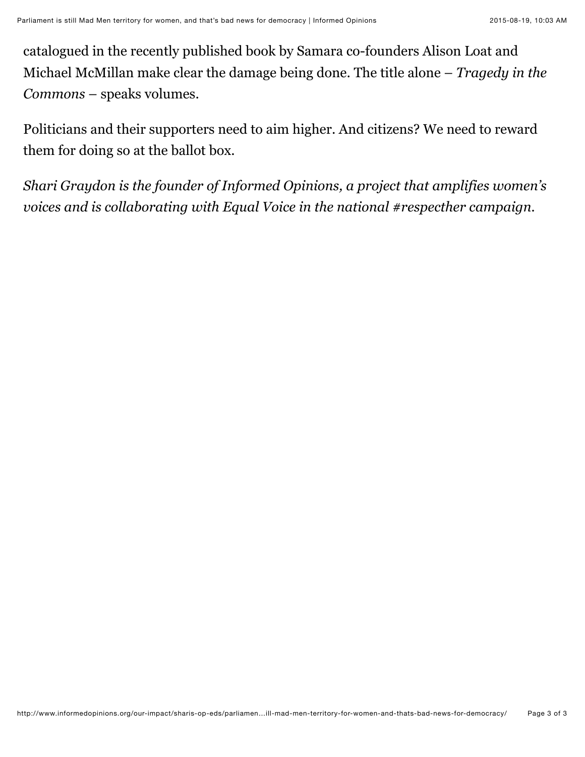catalogued in the recently published book by Samara co-founders Alison Loat and Michael McMillan make clear the damage being done. The title alone – *Tragedy in the Commons* – speaks volumes.

Politicians and their supporters need to aim higher. And citizens? We need to reward them for doing so at the ballot box.

*Shari Graydon is the founder of Informed Opinions, a project that amplifies women's voices and is collaborating with Equal Voice in the national #respecther campaign.*